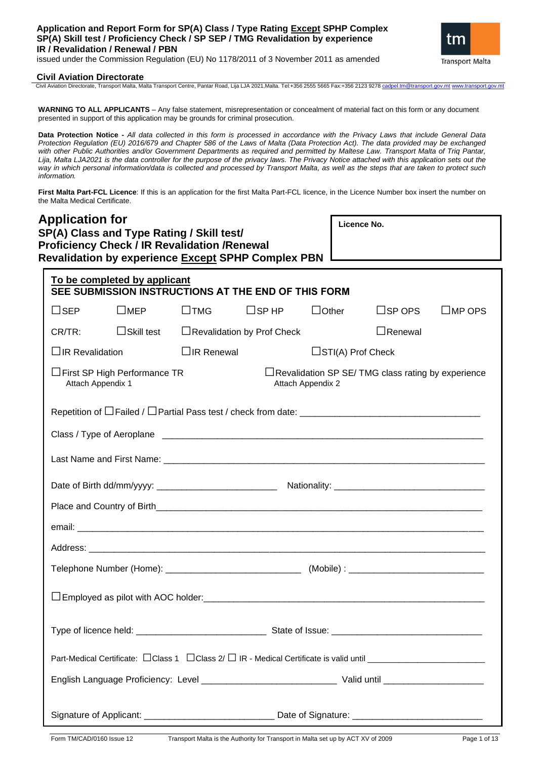**Application and Report Form for SP(A) Class / Type Rating Except SPHP Complex SP(A) Skill test / Proficiency Check / SP SEP / TMG Revalidation by experience IR / Revalidation / Renewal / PBN**

issued under the Commission Regulation (EU) No 1178/2011 of 3 November 2011 as amended

**Civil Aviation Directorate**

Civil Aviation Directorate, Transport Malta, Malta Transport Centre, Pantar Road, Lija LJA 2021,Malta. Tel:+356 2555 5665 Fax:+356 2123 9278 cadpel.tm@transport.gov.mt www.transport.gov.mt

**WARNING TO ALL APPLICANTS** – Any false statement, misrepresentation or concealment of material fact on this form or any document presented in support of this application may be grounds for criminal prosecution.

**Data Protection Notice -** *All data collected in this form is processed in accordance with the Privacy Laws that include General Data Protection Regulation (EU) 2016/679 and Chapter 586 of the Laws of Malta (Data Protection Act). The data provided may be exchanged with other Public Authorities and/or Government Departments as required and permitted by Maltese Law. Transport Malta of Triq Pantar, Lija, Malta LJA2021 is the data controller for the purpose of the privacy laws. The Privacy Notice attached with this application sets out the way in which personal information/data is collected and processed by Transport Malta, as well as the steps that are taken to protect such information.*

**First Malta Part-FCL Licence**: If this is an application for the first Malta Part-FCL licence, in the Licence Number box insert the number on the Malta Medical Certificate.

## Application for
### SP(A) Class and Type Rating / Skill test/ Proficiency Check / IR Revalidation /Renewal Revalidation by experience Except SPHP Complex PBN

**Licence No.** ____________________

**To be completed by applicant**
**SEE SUBMISSION INSTRUCTIONS AT THE END OF THIS FORM**

☐SEP ☐MEP ☐TMG ☐SP HP ☐Other ☐SP OPS ☐MP OPS

CR/TR: ☐Skill test ☐Revalidation by Prof Check ☐Renewal

☐IR Revalidation ☐IR Renewal ☐STI(A) Prof Check

☐First SP High Performance TR
Attach Appendix 1

☐Revalidation SP SE/ TMG class rating by experience
Attach Appendix 2

Repetition of ☐Failed / ☐Partial Pass test / check from date: ____________________

Class / Type of Aeroplane ____________________

Last Name and First Name: ____________________

Date of Birth dd/mm/yyyy: ____________________ Nationality: ____________________

Place and Country of Birth ____________________

email: ____________________

Address: ____________________

Telephone Number (Home): ____________________ (Mobile) : ____________________

☐Employed as pilot with AOC holder: ____________________

Type of licence held: ____________________ State of Issue: ____________________

Part-Medical Certificate: ☐Class 1 ☐Class 2/ ☐ IR - Medical Certificate is valid until ____________________

English Language Proficiency: Level ____________________ Valid until ____________________

Signature of Applicant: ____________________ Date of Signature: ____________________

Form TM/CAD/0160 Issue 12 Transport Malta is the Authority for Transport in Malta set up by ACT XV of 2009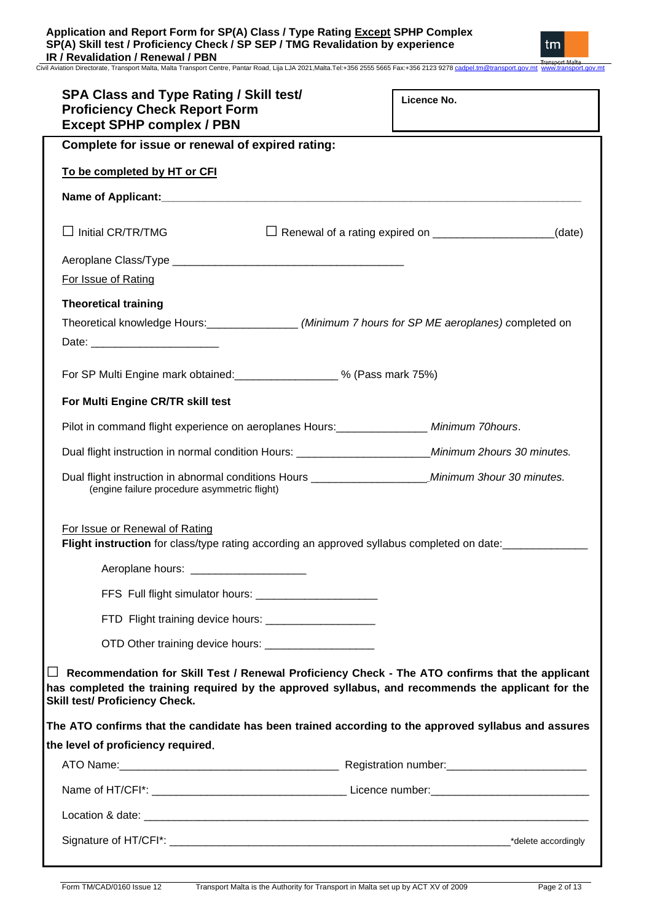## SPA Class and Type Rating / Skill test/ Proficiency Check Report Form Except SPHP complex / PBN

**Licence No.**

**Complete for issue or renewal of expired rating:**

**To be completed by HT or CFI**

**Name of Applicant:**_______________________________________________________________

☐ Initial CR/TR/TMG ☐ Renewal of a rating expired on ___________________(date)

Aeroplane Class/Type _____________________________________

For Issue of Rating

**Theoretical training**

Theoretical knowledge Hours:______________ *(Minimum 7 hours for SP ME aeroplanes)* completed on

Date: _____________________

For SP Multi Engine mark obtained:________________ % (Pass mark 75%)

**For Multi Engine CR/TR skill test**

Pilot in command flight experience on aeroplanes Hours:______________ *Minimum 70hours*.

Dual flight instruction in normal condition Hours: _____________________*Minimum 2hours 30 minutes.*

Dual flight instruction in abnormal conditions Hours __________________*Minimum 3hour 30 minutes.*
(engine failure procedure asymmetric flight)

For Issue or Renewal of Rating

**Flight instruction** for class/type rating according an approved syllabus completed on date:_____________

Aeroplane hours: __________________

FFS Full flight simulator hours: ___________________

FTD Flight training device hours: _________________

OTD Other training device hours: _________________

☐ **Recommendation for Skill Test / Renewal Proficiency Check - The ATO confirms that the applicant has completed the training required by the approved syllabus, and recommends the applicant for the Skill test/ Proficiency Check.**

**The ATO confirms that the candidate has been trained according to the approved syllabus and assures the level of proficiency required.**

ATO Name:___________________________________ Registration number:______________________

Name of HT/CFI*: _______________________________ Licence number:________________________

Location & date: ________________________________________________________________________

Signature of HT/CFI*: ____________________________________________________ *delete accordingly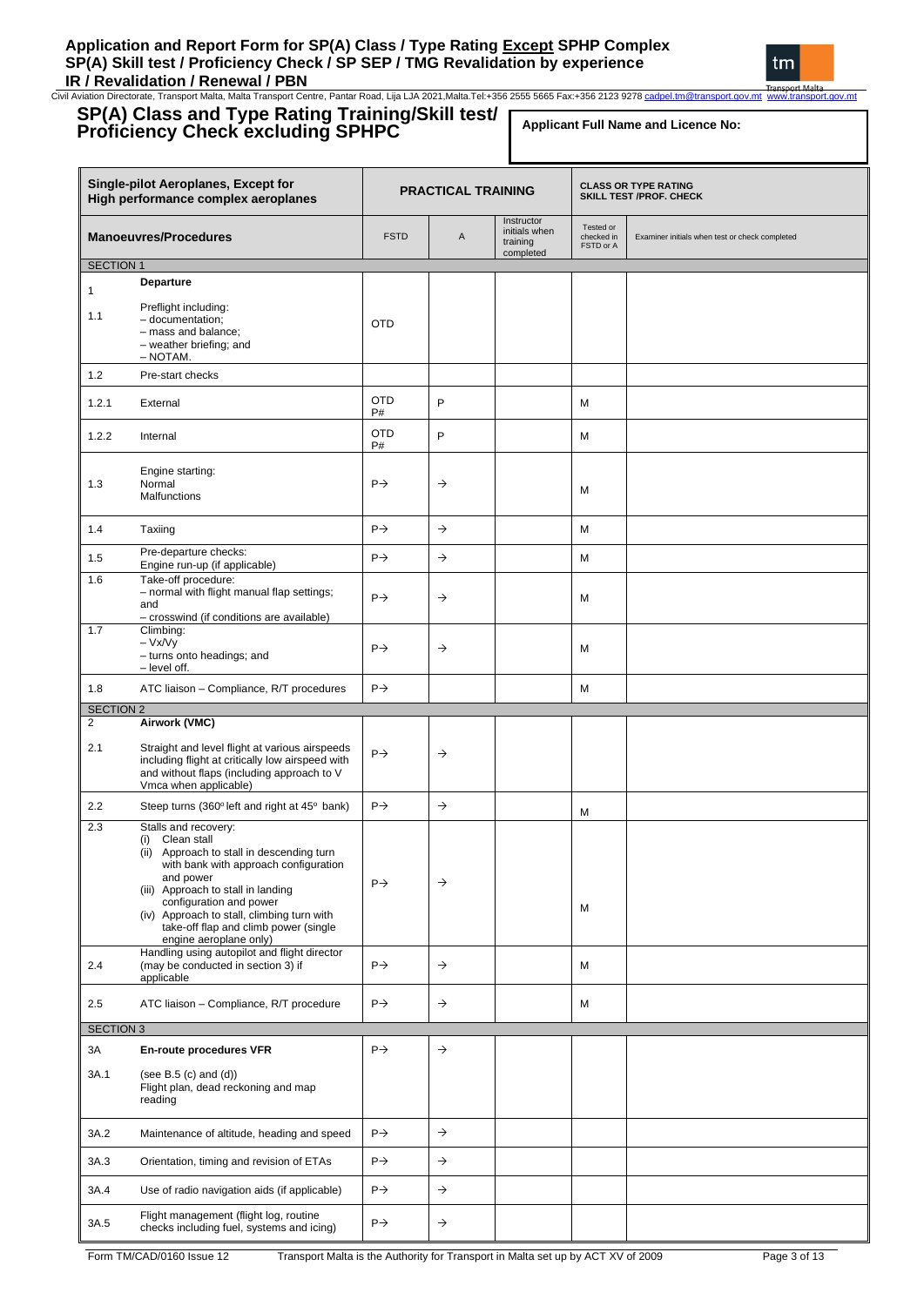# Application and Report Form for SP(A) Class / Type Rating Except SPHP Complex SP(A) Skill test / Proficiency Check / SP SEP / TMG Revalidation by experience IR / Revalidation / Renewal / PBN

Civil Aviation Directorate, Transport Malta, Malta Transport Centre, Pantar Road, Lija LJA 2021,Malta.Tel:+356 2555 5665 Fax:+356 2123 9278 cadpel.tm@transport.gov.mt www.transport.gov.mt

## SP(A) Class and Type Rating Training/Skill test/ Proficiency Check excluding SPHPC

**Applicant Full Name and Licence No:**

| Single-pilot Aeroplanes, Except for High performance complex aeroplanes | | PRACTICAL TRAINING | | | CLASS OR TYPE RATING SKILL TEST /PROF. CHECK | |
|---|---|---|---|---|---|---|
| **Manoeuvres/Procedures** | | FSTD | A | Instructor initials when training completed | Tested or checked in FSTD or A | Examiner initials when test or check completed |
| SECTION 1 | | | | | | |
| 1 | **Departure** | | | | | |
| 1.1 | Preflight including:<br>– documentation;<br>– mass and balance;<br>– weather briefing; and<br>– NOTAM. | OTD | | | | |
| 1.2 | Pre-start checks | | | | | |
| 1.2.1 | External | OTD P# | P | | M | |
| 1.2.2 | Internal | OTD P# | P | | M | |
| 1.3 | Engine starting:<br>Normal<br>Malfunctions | P→ | → | | M | |
| 1.4 | Taxiing | P→ | → | | M | |
| 1.5 | Pre-departure checks:<br>Engine run-up (if applicable) | P→ | → | | M | |
| 1.6 | Take-off procedure:<br>– normal with flight manual flap settings; and<br>– crosswind (if conditions are available) | P→ | → | | M | |
| 1.7 | Climbing:<br>– Vx/Vy<br>– turns onto headings; and<br>– level off. | P→ | → | | M | |
| 1.8 | ATC liaison – Compliance, R/T procedures | P→ | | | M | |
| SECTION 2 | | | | | | |
| 2 | **Airwork (VMC)** | | | | | |
| 2.1 | Straight and level flight at various airspeeds including flight at critically low airspeed with and without flaps (including approach to V Vmca when applicable) | P→ | → | | | |
| 2.2 | Steep turns (360º left and right at 45º bank) | P→ | → | | M | |
| 2.3 | Stalls and recovery:<br>(i) Clean stall<br>(ii) Approach to stall in descending turn with bank with approach configuration and power<br>(iii) Approach to stall in landing configuration and power<br>(iv) Approach to stall, climbing turn with take-off flap and climb power (single engine aeroplane only) | P→ | → | | M | |
| 2.4 | Handling using autopilot and flight director (may be conducted in section 3) if applicable | P→ | → | | M | |
| 2.5 | ATC liaison – Compliance, R/T procedure | P→ | → | | M | |
| SECTION 3 | | | | | | |
| 3A | **En-route procedures VFR** | P→ | → | | | |
| 3A.1 | (see B.5 (c) and (d))<br>Flight plan, dead reckoning and map reading | | | | | |
| 3A.2 | Maintenance of altitude, heading and speed | P→ | → | | | |
| 3A.3 | Orientation, timing and revision of ETAs | P→ | → | | | |
| 3A.4 | Use of radio navigation aids (if applicable) | P→ | → | | | |
| 3A.5 | Flight management (flight log, routine checks including fuel, systems and icing) | P→ | → | | | |

Form TM/CAD/0160 Issue 12 Transport Malta is the Authority for Transport in Malta set up by ACT XV of 2009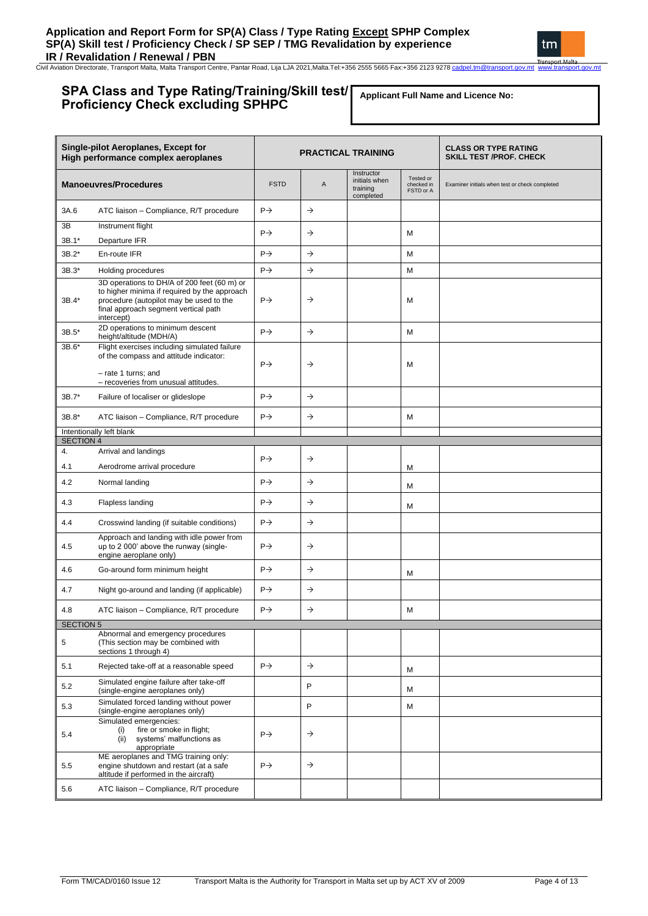## SPA Class and Type Rating/Training/Skill test/ Proficiency Check excluding SPHPC

**Applicant Full Name and Licence No:**

| Single-pilot Aeroplanes, Except for High performance complex aeroplanes | | PRACTICAL TRAINING | | | | CLASS OR TYPE RATING SKILL TEST /PROF. CHECK |
|---|---|---|---|---|---|---|
| **Manoeuvres/Procedures** | | FSTD | A | Instructor initials when training completed | Tested or checked in FSTD or A | Examiner initials when test or check completed |
| 3A.6 | ATC liaison – Compliance, R/T procedure | P→ | → | | | |
| 3B<br>3B.1* | Instrument flight<br>Departure IFR | P→ | → | | M | |
| 3B.2* | En-route IFR | P→ | → | | M | |
| 3B.3* | Holding procedures | P→ | → | | M | |
| 3B.4* | 3D operations to DH/A of 200 feet (60 m) or to higher minima if required by the approach procedure (autopilot may be used to the final approach segment vertical path intercept) | P→ | → | | M | |
| 3B.5* | 2D operations to minimum descent height/altitude (MDH/A) | P→ | → | | M | |
| 3B.6* | Flight exercises including simulated failure of the compass and attitude indicator:<br>– rate 1 turns; and<br>– recoveries from unusual attitudes. | P→ | → | | M | |
| 3B.7* | Failure of localiser or glideslope | P→ | → | | | |
| 3B.8* | ATC liaison – Compliance, R/T procedure | P→ | → | | M | |
| Intentionally left blank | | | | | | |
| **SECTION 4** | | | | | | |
| 4.<br>4.1 | Arrival and landings<br>Aerodrome arrival procedure | P→ | → | | M | |
| 4.2 | Normal landing | P→ | → | | M | |
| 4.3 | Flapless landing | P→ | → | | M | |
| 4.4 | Crosswind landing (if suitable conditions) | P→ | → | | | |
| 4.5 | Approach and landing with idle power from up to 2 000' above the runway (single-engine aeroplane only) | P→ | → | | | |
| 4.6 | Go-around form minimum height | P→ | → | | M | |
| 4.7 | Night go-around and landing (if applicable) | P→ | → | | | |
| 4.8 | ATC liaison – Compliance, R/T procedure | P→ | → | | M | |
| **SECTION 5** | | | | | | |
| 5 | Abnormal and emergency procedures (This section may be combined with sections 1 through 4) | | | | | |
| 5.1 | Rejected take-off at a reasonable speed | P→ | → | | M | |
| 5.2 | Simulated engine failure after take-off (single-engine aeroplanes only) | | P | | M | |
| 5.3 | Simulated forced landing without power (single-engine aeroplanes only) | | P | | M | |
| 5.4 | Simulated emergencies:<br>(i) fire or smoke in flight;<br>(ii) systems' malfunctions as appropriate | P→ | → | | | |
| 5.5 | ME aeroplanes and TMG training only: engine shutdown and restart (at a safe altitude if performed in the aircraft) | P→ | → | | | |
| 5.6 | ATC liaison – Compliance, R/T procedure | | | | | |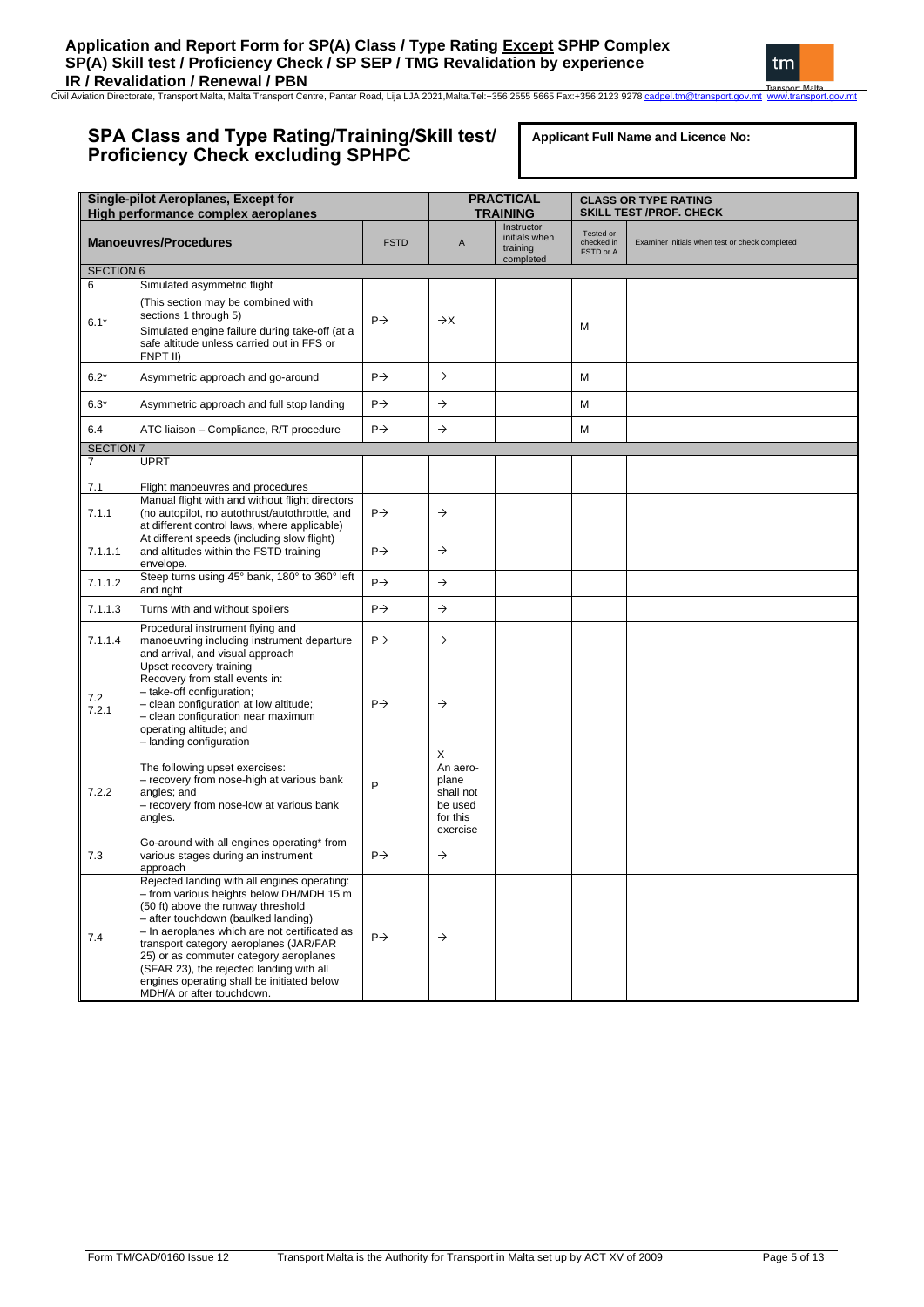# Application and Report Form for SP(A) Class / Type Rating Except SPHP Complex SP(A) Skill test / Proficiency Check / SP SEP / TMG Revalidation by experience IR / Revalidation / Renewal / PBN

Civil Aviation Directorate, Transport Malta, Malta Transport Centre, Pantar Road, Lija LJA 2021,Malta.Tel:+356 2555 5665 Fax:+356 2123 9278 cadpel.tm@transport.gov.mt www.transport.gov.mt

## SPA Class and Type Rating/Training/Skill test/ Proficiency Check excluding SPHPC

**Applicant Full Name and Licence No:**

| Single-pilot Aeroplanes, Except for High performance complex aeroplanes | | PRACTICAL TRAINING | | | CLASS OR TYPE RATING SKILL TEST /PROF. CHECK | |
|---|---|---|---|---|---|---|
| **Manoeuvres/Procedures** | | FSTD | A | Instructor initials when training completed | Tested or checked in FSTD or A | Examiner initials when test or check completed |
| SECTION 6 | | | | | | |
| 6 | Simulated asymmetric flight | | | | | |
| 6.1* | (This section may be combined with sections 1 through 5)<br>Simulated engine failure during take-off (at a safe altitude unless carried out in FFS or FNPT II) | P→ | →X | | M | |
| 6.2* | Asymmetric approach and go-around | P→ | → | | M | |
| 6.3* | Asymmetric approach and full stop landing | P→ | → | | M | |
| 6.4 | ATC liaison – Compliance, R/T procedure | P→ | → | | M | |
| SECTION 7 | | | | | | |
| 7 | UPRT | | | | | |
| 7.1 | Flight manoeuvres and procedures | | | | | |
| 7.1.1 | Manual flight with and without flight directors (no autopilot, no autothrust/autothrottle, and at different control laws, where applicable) | P→ | → | | | |
| 7.1.1.1 | At different speeds (including slow flight) and altitudes within the FSTD training envelope. | P→ | → | | | |
| 7.1.1.2 | Steep turns using 45° bank, 180° to 360° left and right | P→ | → | | | |
| 7.1.1.3 | Turns with and without spoilers | P→ | → | | | |
| 7.1.1.4 | Procedural instrument flying and manoeuvring including instrument departure and arrival, and visual approach | P→ | → | | | |
| 7.2<br>7.2.1 | Upset recovery training<br>Recovery from stall events in:<br>– take-off configuration;<br>– clean configuration at low altitude;<br>– clean configuration near maximum operating altitude; and<br>– landing configuration | P→ | → | | | |
| 7.2.2 | The following upset exercises:<br>– recovery from nose-high at various bank angles; and<br>– recovery from nose-low at various bank angles. | P | X<br>An aeroplane shall not be used for this exercise | | | |
| 7.3 | Go-around with all engines operating* from various stages during an instrument approach | P→ | → | | | |
| 7.4 | Rejected landing with all engines operating:<br>– from various heights below DH/MDH 15 m (50 ft) above the runway threshold<br>– after touchdown (baulked landing)<br>– In aeroplanes which are not certificated as transport category aeroplanes (JAR/FAR 25) or as commuter category aeroplanes (SFAR 23), the rejected landing with all engines operating shall be initiated below MDH/A or after touchdown. | P→ | → | | | |

Form TM/CAD/0160 Issue 12 Transport Malta is the Authority for Transport in Malta set up by ACT XV of 2009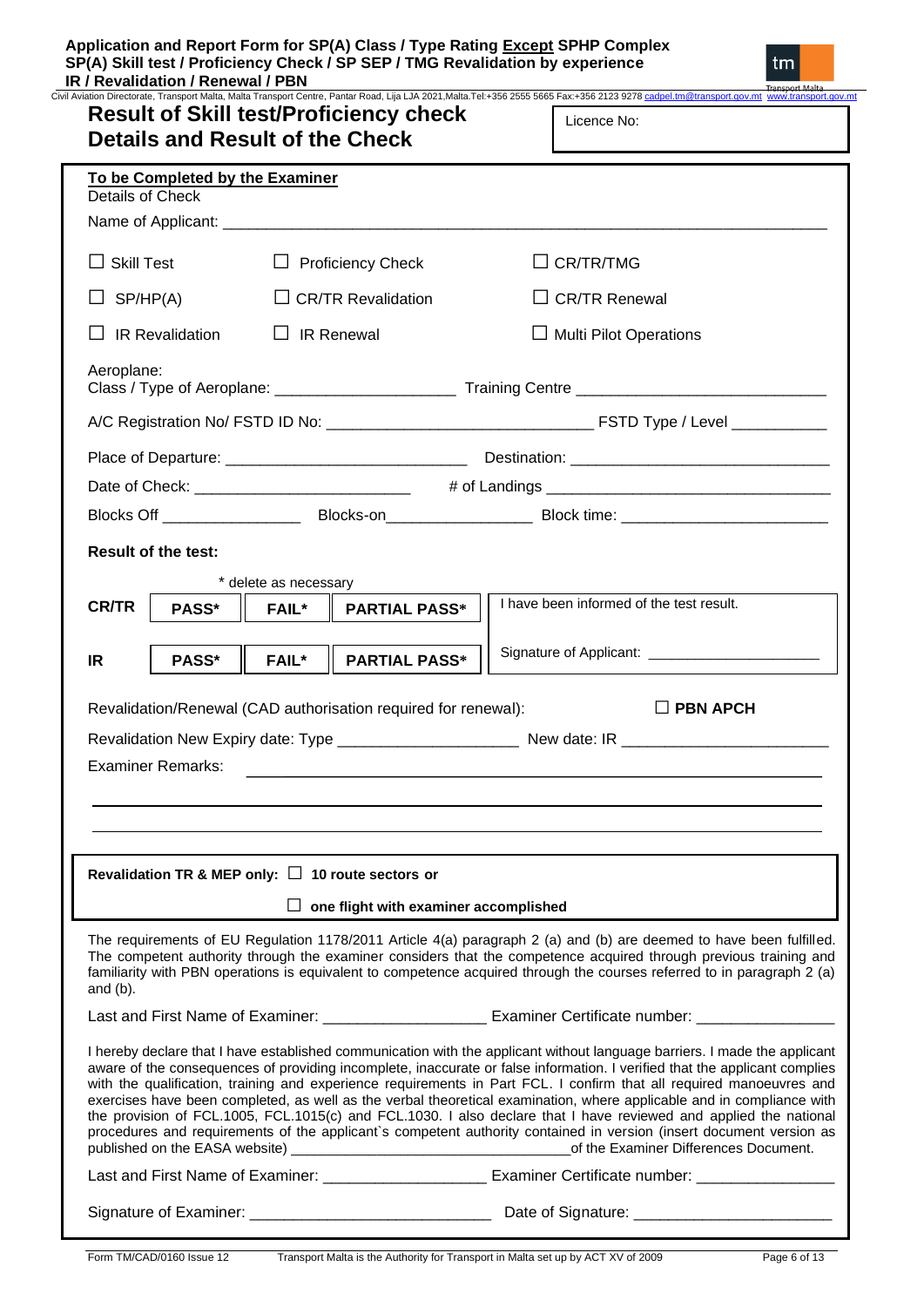# Result of Skill test/Proficiency check
## Details and Result of the Check

Licence No:

**To be Completed by the Examiner**

Details of Check

Name of Applicant: ___________________________________________

☐ Skill Test ☐ Proficiency Check ☐ CR/TR/TMG

☐ SP/HP(A) ☐ CR/TR Revalidation ☐ CR/TR Renewal

☐ IR Revalidation ☐ IR Renewal ☐ Multi Pilot Operations

Aeroplane:
Class / Type of Aeroplane: ____________________ Training Centre ___________________________

A/C Registration No/ FSTD ID No: ______________________________ FSTD Type / Level ___________

Place of Departure: ___________________________ Destination: ______________________________

Date of Check: ________________________ # of Landings ________________________________

Blocks Off _______________ Blocks-on________________ Block time: _______________________

**Result of the test:**

\* delete as necessary

| | | | | |
|---|---|---|---|---|
| **CR/TR** | **PASS*** | **FAIL*** | **PARTIAL PASS*** | I have been informed of the test result. |
| **IR** | **PASS*** | **FAIL*** | **PARTIAL PASS*** | Signature of Applicant: ____________________ |

Revalidation/Renewal (CAD authorisation required for renewal): ☐ **PBN APCH**

Revalidation New Expiry date: Type ____________________ New date: IR _______________________

Examiner Remarks: ___________________________________________

**Revalidation TR & MEP only:** ☐ **10 route sectors or**

☐ **one flight with examiner accomplished**

The requirements of EU Regulation 1178/2011 Article 4(a) paragraph 2 (a) and (b) are deemed to have been fulfilled. The competent authority through the examiner considers that the competence acquired through previous training and familiarity with PBN operations is equivalent to competence acquired through the courses referred to in paragraph 2 (a) and (b).

Last and First Name of Examiner: __________________ Examiner Certificate number: _______________

I hereby declare that I have established communication with the applicant without language barriers. I made the applicant aware of the consequences of providing incomplete, inaccurate or false information. I verified that the applicant complies with the qualification, training and experience requirements in Part FCL. I confirm that all required manoeuvres and exercises have been completed, as well as the verbal theoretical examination, where applicable and in compliance with the provision of FCL.1005, FCL.1015(c) and FCL.1030. I also declare that I have reviewed and applied the national procedures and requirements of the applicant`s competent authority contained in version (insert document version as published on the EASA website) _________________________________of the Examiner Differences Document.

Last and First Name of Examiner: __________________ Examiner Certificate number: _______________

Signature of Examiner: ___________________________ Date of Signature: ______________________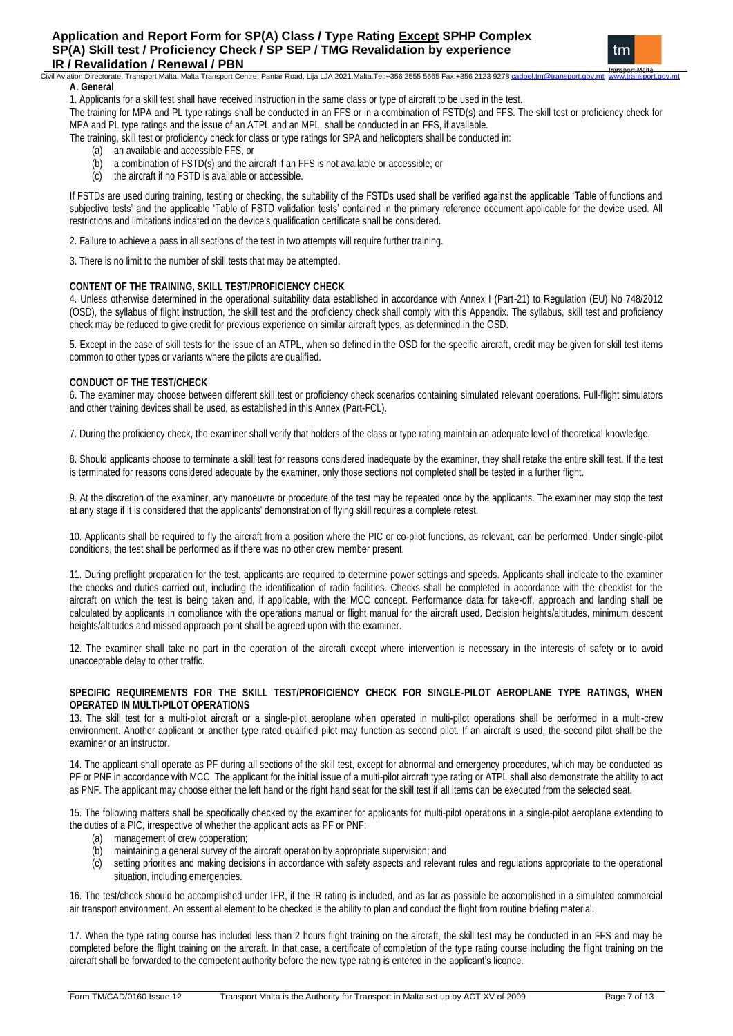**A. General**

1. Applicants for a skill test shall have received instruction in the same class or type of aircraft to be used in the test.

The training for MPA and PL type ratings shall be conducted in an FFS or in a combination of FSTD(s) and FFS. The skill test or proficiency check for MPA and PL type ratings and the issue of an ATPL and an MPL, shall be conducted in an FFS, if available.

The training, skill test or proficiency check for class or type ratings for SPA and helicopters shall be conducted in:

- (a) an available and accessible FFS, or
- (b) a combination of FSTD(s) and the aircraft if an FFS is not available or accessible; or
- (c) the aircraft if no FSTD is available or accessible.

If FSTDs are used during training, testing or checking, the suitability of the FSTDs used shall be verified against the applicable 'Table of functions and subjective tests' and the applicable 'Table of FSTD validation tests' contained in the primary reference document applicable for the device used. All restrictions and limitations indicated on the device's qualification certificate shall be considered.

2. Failure to achieve a pass in all sections of the test in two attempts will require further training.

3. There is no limit to the number of skill tests that may be attempted.

**CONTENT OF THE TRAINING, SKILL TEST/PROFICIENCY CHECK**

4. Unless otherwise determined in the operational suitability data established in accordance with Annex I (Part-21) to Regulation (EU) No 748/2012 (OSD), the syllabus of flight instruction, the skill test and the proficiency check shall comply with this Appendix. The syllabus, skill test and proficiency check may be reduced to give credit for previous experience on similar aircraft types, as determined in the OSD.

5. Except in the case of skill tests for the issue of an ATPL, when so defined in the OSD for the specific aircraft, credit may be given for skill test items common to other types or variants where the pilots are qualified.

**CONDUCT OF THE TEST/CHECK**

6. The examiner may choose between different skill test or proficiency check scenarios containing simulated relevant operations. Full-flight simulators and other training devices shall be used, as established in this Annex (Part-FCL).

7. During the proficiency check, the examiner shall verify that holders of the class or type rating maintain an adequate level of theoretical knowledge.

8. Should applicants choose to terminate a skill test for reasons considered inadequate by the examiner, they shall retake the entire skill test. If the test is terminated for reasons considered adequate by the examiner, only those sections not completed shall be tested in a further flight.

9. At the discretion of the examiner, any manoeuvre or procedure of the test may be repeated once by the applicants. The examiner may stop the test at any stage if it is considered that the applicants' demonstration of flying skill requires a complete retest.

10. Applicants shall be required to fly the aircraft from a position where the PIC or co-pilot functions, as relevant, can be performed. Under single-pilot conditions, the test shall be performed as if there was no other crew member present.

11. During preflight preparation for the test, applicants are required to determine power settings and speeds. Applicants shall indicate to the examiner the checks and duties carried out, including the identification of radio facilities. Checks shall be completed in accordance with the checklist for the aircraft on which the test is being taken and, if applicable, with the MCC concept. Performance data for take-off, approach and landing shall be calculated by applicants in compliance with the operations manual or flight manual for the aircraft used. Decision heights/altitudes, minimum descent heights/altitudes and missed approach point shall be agreed upon with the examiner.

12. The examiner shall take no part in the operation of the aircraft except where intervention is necessary in the interests of safety or to avoid unacceptable delay to other traffic.

**SPECIFIC REQUIREMENTS FOR THE SKILL TEST/PROFICIENCY CHECK FOR SINGLE-PILOT AEROPLANE TYPE RATINGS, WHEN OPERATED IN MULTI-PILOT OPERATIONS**

13. The skill test for a multi-pilot aircraft or a single-pilot aeroplane when operated in multi-pilot operations shall be performed in a multi-crew environment. Another applicant or another type rated qualified pilot may function as second pilot. If an aircraft is used, the second pilot shall be the examiner or an instructor.

14. The applicant shall operate as PF during all sections of the skill test, except for abnormal and emergency procedures, which may be conducted as PF or PNF in accordance with MCC. The applicant for the initial issue of a multi-pilot aircraft type rating or ATPL shall also demonstrate the ability to act as PNF. The applicant may choose either the left hand or the right hand seat for the skill test if all items can be executed from the selected seat.

15. The following matters shall be specifically checked by the examiner for applicants for multi-pilot operations in a single-pilot aeroplane extending to the duties of a PIC, irrespective of whether the applicant acts as PF or PNF:

- (a) management of crew cooperation;
- (b) maintaining a general survey of the aircraft operation by appropriate supervision; and
- (c) setting priorities and making decisions in accordance with safety aspects and relevant rules and regulations appropriate to the operational situation, including emergencies.

16. The test/check should be accomplished under IFR, if the IR rating is included, and as far as possible be accomplished in a simulated commercial air transport environment. An essential element to be checked is the ability to plan and conduct the flight from routine briefing material.

17. When the type rating course has included less than 2 hours flight training on the aircraft, the skill test may be conducted in an FFS and may be completed before the flight training on the aircraft. In that case, a certificate of completion of the type rating course including the flight training on the aircraft shall be forwarded to the competent authority before the new type rating is entered in the applicant's licence.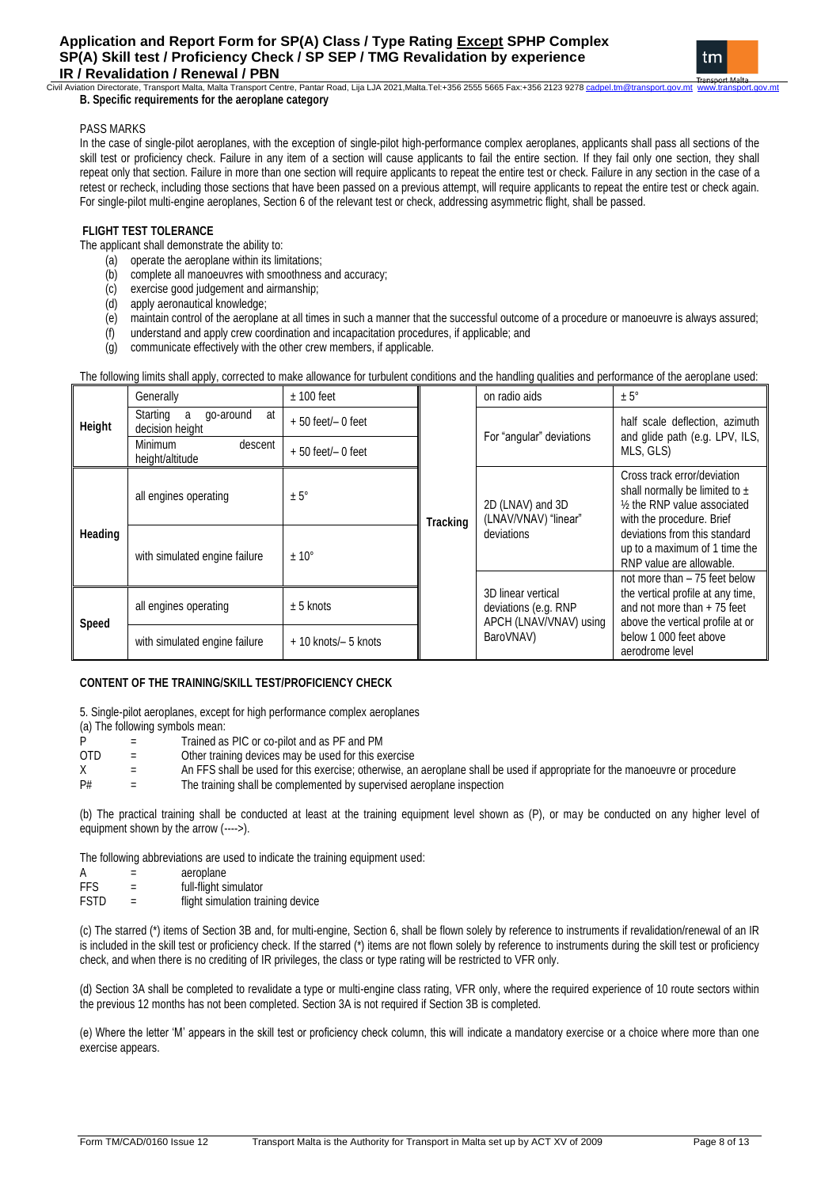**B. Specific requirements for the aeroplane category**

PASS MARKS

In the case of single-pilot aeroplanes, with the exception of single-pilot high-performance complex aeroplanes, applicants shall pass all sections of the skill test or proficiency check. Failure in any item of a section will cause applicants to fail the entire section. If they fail only one section, they shall repeat only that section. Failure in more than one section will require applicants to repeat the entire test or check. Failure in any section in the case of a retest or recheck, including those sections that have been passed on a previous attempt, will require applicants to repeat the entire test or check again. For single-pilot multi-engine aeroplanes, Section 6 of the relevant test or check, addressing asymmetric flight, shall be passed.

**FLIGHT TEST TOLERANCE**

The applicant shall demonstrate the ability to:

(a) operate the aeroplane within its limitations;
(b) complete all manoeuvres with smoothness and accuracy;
(c) exercise good judgement and airmanship;
(d) apply aeronautical knowledge;
(e) maintain control of the aeroplane at all times in such a manner that the successful outcome of a procedure or manoeuvre is always assured;
(f) understand and apply crew coordination and incapacitation procedures, if applicable; and
(g) communicate effectively with the other crew members, if applicable.

The following limits shall apply, corrected to make allowance for turbulent conditions and the handling qualities and performance of the aeroplane used:

| | | | | | |
|---|---|---|---|---|---|
| **Height** | Generally | ± 100 feet | **Tracking** | on radio aids | ± 5° |
| | Starting a go-around at decision height | + 50 feet/– 0 feet | | For "angular" deviations | half scale deflection, azimuth and glide path (e.g. LPV, ILS, MLS, GLS) |
| | Minimum descent height/altitude | + 50 feet/– 0 feet | | | |
| **Heading** | all engines operating | ± 5° | | 2D (LNAV) and 3D (LNAV/VNAV) "linear" deviations | Cross track error/deviation shall normally be limited to ± ½ the RNP value associated with the procedure. Brief deviations from this standard up to a maximum of 1 time the RNP value are allowable. |
| | with simulated engine failure | ± 10° | | | |
| **Speed** | all engines operating | ± 5 knots | | 3D linear vertical deviations (e.g. RNP APCH (LNAV/VNAV) using BaroVNAV) | not more than – 75 feet below the vertical profile at any time, and not more than + 75 feet above the vertical profile at or below 1 000 feet above aerodrome level |
| | with simulated engine failure | + 10 knots/– 5 knots | | | |

**CONTENT OF THE TRAINING/SKILL TEST/PROFICIENCY CHECK**

5. Single-pilot aeroplanes, except for high performance complex aeroplanes

(a) The following symbols mean:

P = Trained as PIC or co-pilot and as PF and PM
OTD = Other training devices may be used for this exercise
X = An FFS shall be used for this exercise; otherwise, an aeroplane shall be used if appropriate for the manoeuvre or procedure
P# = The training shall be complemented by supervised aeroplane inspection

(b) The practical training shall be conducted at least at the training equipment level shown as (P), or may be conducted on any higher level of equipment shown by the arrow (---->).

The following abbreviations are used to indicate the training equipment used:

A = aeroplane
FFS = full-flight simulator
FSTD = flight simulation training device

(c) The starred (*) items of Section 3B and, for multi-engine, Section 6, shall be flown solely by reference to instruments if revalidation/renewal of an IR is included in the skill test or proficiency check. If the starred (*) items are not flown solely by reference to instruments during the skill test or proficiency check, and when there is no crediting of IR privileges, the class or type rating will be restricted to VFR only.

(d) Section 3A shall be completed to revalidate a type or multi-engine class rating, VFR only, where the required experience of 10 route sectors within the previous 12 months has not been completed. Section 3A is not required if Section 3B is completed.

(e) Where the letter 'M' appears in the skill test or proficiency check column, this will indicate a mandatory exercise or a choice where more than one exercise appears.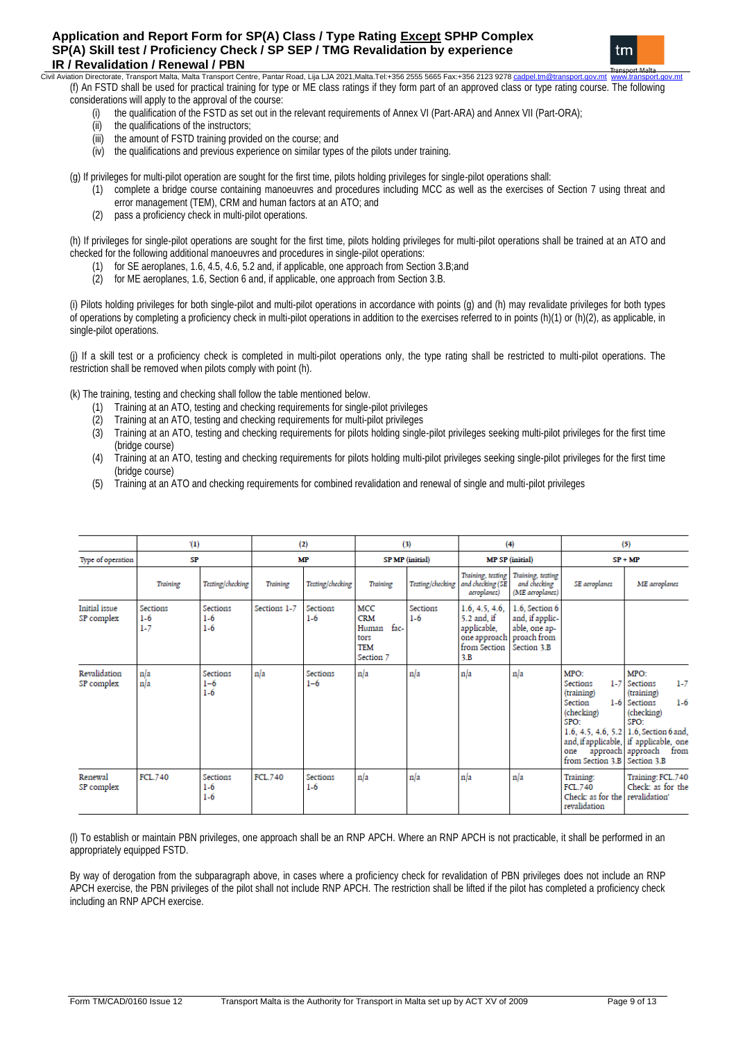(f) An FSTD shall be used for practical training for type or ME class ratings if they form part of an approved class or type rating course. The following considerations will apply to the approval of the course:

- (i) the qualification of the FSTD as set out in the relevant requirements of Annex VI (Part-ARA) and Annex VII (Part-ORA);
- (ii) the qualifications of the instructors;
- (iii) the amount of FSTD training provided on the course; and
- (iv) the qualifications and previous experience on similar types of the pilots under training.

(g) If privileges for multi-pilot operation are sought for the first time, pilots holding privileges for single-pilot operations shall:

- (1) complete a bridge course containing manoeuvres and procedures including MCC as well as the exercises of Section 7 using threat and error management (TEM), CRM and human factors at an ATO; and
- (2) pass a proficiency check in multi-pilot operations.

(h) If privileges for single-pilot operations are sought for the first time, pilots holding privileges for multi-pilot operations shall be trained at an ATO and checked for the following additional manoeuvres and procedures in single-pilot operations:

- (1) for SE aeroplanes, 1.6, 4.5, 4.6, 5.2 and, if applicable, one approach from Section 3.B;and
- (2) for ME aeroplanes, 1.6, Section 6 and, if applicable, one approach from Section 3.B.

(i) Pilots holding privileges for both single-pilot and multi-pilot operations in accordance with points (g) and (h) may revalidate privileges for both types of operations by completing a proficiency check in multi-pilot operations in addition to the exercises referred to in points (h)(1) or (h)(2), as applicable, in single-pilot operations.

(j) If a skill test or a proficiency check is completed in multi-pilot operations only, the type rating shall be restricted to multi-pilot operations. The restriction shall be removed when pilots comply with point (h).

(k) The training, testing and checking shall follow the table mentioned below.

- (1) Training at an ATO, testing and checking requirements for single-pilot privileges
- (2) Training at an ATO, testing and checking requirements for multi-pilot privileges
- (3) Training at an ATO, testing and checking requirements for pilots holding single-pilot privileges seeking multi-pilot privileges for the first time (bridge course)
- (4) Training at an ATO, testing and checking requirements for pilots holding multi-pilot privileges seeking single-pilot privileges for the first time (bridge course)
- (5) Training at an ATO and checking requirements for combined revalidation and renewal of single and multi-pilot privileges

| | (1) | | (2) | | (3) | | (4) | | (5) | |
|---|---|---|---|---|---|---|---|---|---|---|
| Type of operation | SP | | MP | | SP MP (initial) | | MP SP (initial) | | SP + MP | |
| | *Training* | *Testing/checking* | *Training* | *Testing/checking* | *Training* | *Testing/checking* | *Training, testing and checking (SE aeroplanes)* | *Training, testing and checking (ME aeroplanes)* | *SE aeroplanes* | *ME aeroplanes* |
| Initial issue SP complex | Sections 1-6 1-7 | Sections 1-6 1-6 | Sections 1-7 | Sections 1-6 | MCC CRM Human factors TEM Section 7 | Sections 1-6 | 1.6, 4.5, 4.6, 5.2 and, if applicable, one approach from Section 3.B | 1.6, Section 6 and, if applicable, one approach from Section 3.B | | |
| Revalidation SP complex | n/a n/a | Sections 1–6 1-6 | n/a | Sections 1–6 | n/a | n/a | n/a | n/a | MPO: Sections 1-7 (training) Section 1-6 (checking) SPO: 1.6, 4.5, 4.6, 5.2 and, if applicable, one approach from Section 3.B | MPO: Sections 1-7 (training) Sections 1-6 (checking) SPO: 1.6, Section 6 and, if applicable, one approach from Section 3.B |
| Renewal SP complex | FCL.740 | Sections 1-6 1-6 | FCL.740 | Sections 1-6 | n/a | n/a | n/a | n/a | Training: FCL.740 Check: as for the revalidation | Training: FCL.740 Check: as for the revalidation' |

(l) To establish or maintain PBN privileges, one approach shall be an RNP APCH. Where an RNP APCH is not practicable, it shall be performed in an appropriately equipped FSTD.

By way of derogation from the subparagraph above, in cases where a proficiency check for revalidation of PBN privileges does not include an RNP APCH exercise, the PBN privileges of the pilot shall not include RNP APCH. The restriction shall be lifted if the pilot has completed a proficiency check including an RNP APCH exercise.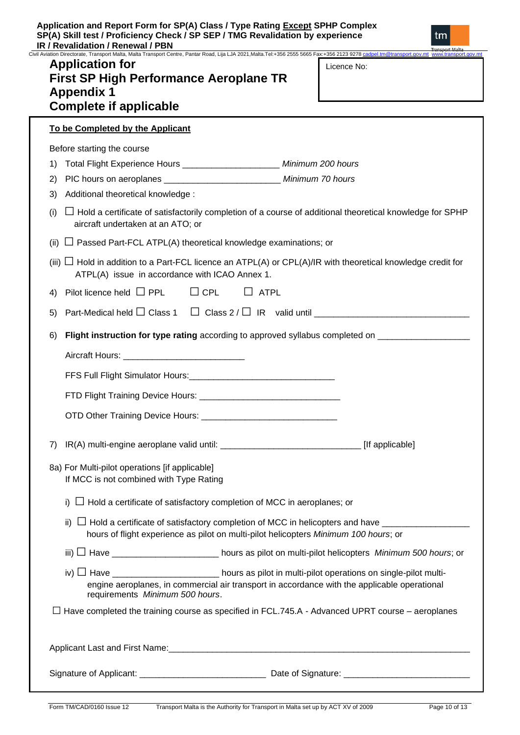# Application for First SP High Performance Aeroplane TR Appendix 1 Complete if applicable

Licence No:

**To be Completed by the Applicant**

Before starting the course

1) Total Flight Experience Hours ____________________ *Minimum 200 hours*
2) PIC hours on aeroplanes ________________________ *Minimum 70 hours*
3) Additional theoretical knowledge :

(i) ☐ Hold a certificate of satisfactorily completion of a course of additional theoretical knowledge for SPHP aircraft undertaken at an ATO; or

(ii) ☐ Passed Part-FCL ATPL(A) theoretical knowledge examinations; or

(iii) ☐ Hold in addition to a Part-FCL licence an ATPL(A) or CPL(A)/IR with theoretical knowledge credit for ATPL(A) issue in accordance with ICAO Annex 1.

4) Pilot licence held ☐ PPL ☐ CPL ☐ ATPL

5) Part-Medical held ☐ Class 1 ☐ Class 2 / ☐ IR valid until ________________________________

6) **Flight instruction for type rating** according to approved syllabus completed on __________________

Aircraft Hours: _________________________

FFS Full Flight Simulator Hours:______________________________

FTD Flight Training Device Hours: _____________________________

OTD Other Training Device Hours: ____________________________

7) IR(A) multi-engine aeroplane valid until: ____________________________ [If applicable]

8a) For Multi-pilot operations [if applicable]
If MCC is not combined with Type Rating

i) ☐ Hold a certificate of satisfactory completion of MCC in aeroplanes; or

ii) ☐ Hold a certificate of satisfactory completion of MCC in helicopters and have _________________ hours of flight experience as pilot on multi-pilot helicopters *Minimum 100 hours*; or

iii) ☐ Have _____________________ hours as pilot on multi-pilot helicopters *Minimum 500 hours*; or

iv) ☐ Have _____________________ hours as pilot in multi-pilot operations on single-pilot multi-engine aeroplanes, in commercial air transport in accordance with the applicable operational requirements *Minimum 500 hours*.

☐ Have completed the training course as specified in FCL.745.A - Advanced UPRT course – aeroplanes

Applicant Last and First Name:_______________________________________________________________

Signature of Applicant: __________________________ Date of Signature: _________________________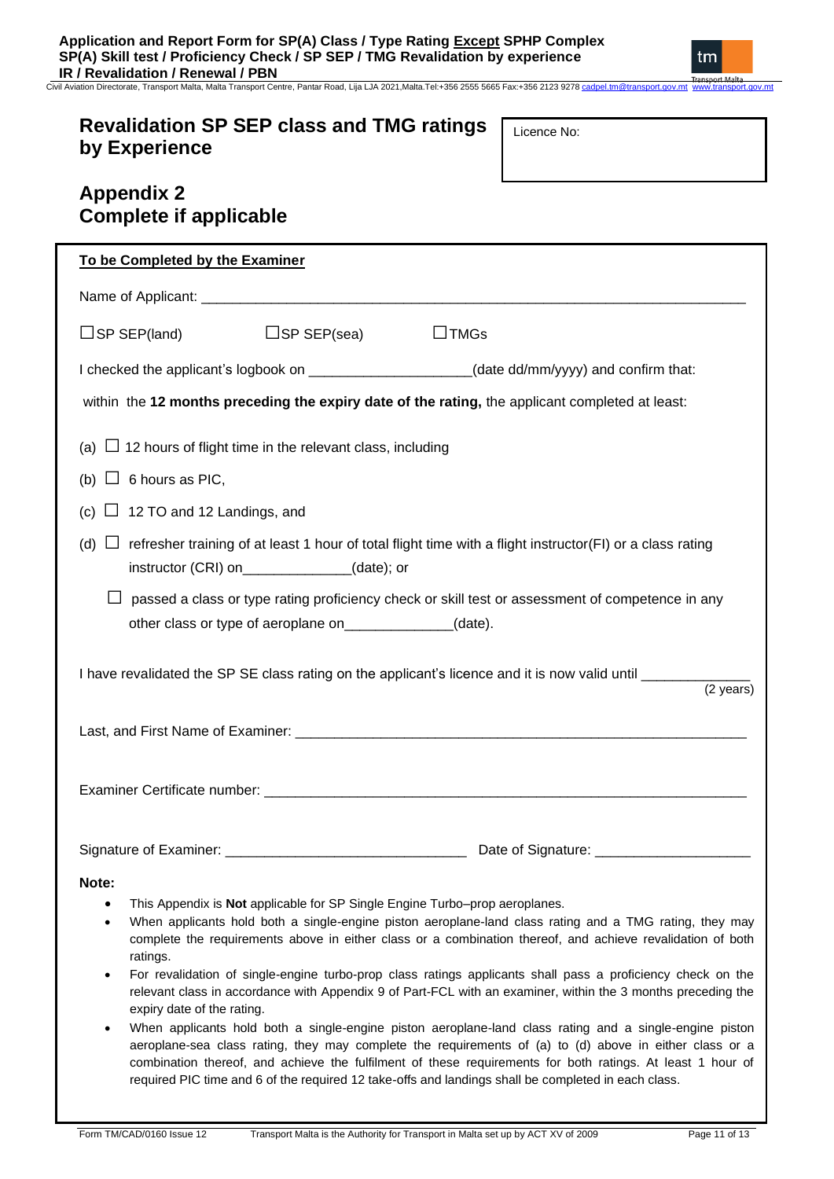## Revalidation SP SEP class and TMG ratings by Experience

Licence No:

## Appendix 2
## Complete if applicable

**To be Completed by the Examiner**

Name of Applicant: ___________________________________________________________________

☐ SP SEP(land) ☐ SP SEP(sea) ☐ TMGs

I checked the applicant's logbook on ____________________(date dd/mm/yyyy) and confirm that:

within the **12 months preceding the expiry date of the rating,** the applicant completed at least:

(a) ☐ 12 hours of flight time in the relevant class, including

(b) ☐ 6 hours as PIC,

(c) ☐ 12 TO and 12 Landings, and

(d) ☐ refresher training of at least 1 hour of total flight time with a flight instructor(FI) or a class rating instructor (CRI) on_____________(date); or

☐ passed a class or type rating proficiency check or skill test or assessment of competence in any other class or type of aeroplane on_____________(date).

I have revalidated the SP SE class rating on the applicant's licence and it is now valid until _____________ (2 years)

Last, and First Name of Examiner: ___________________________________________________________

Examiner Certificate number: _______________________________________________________________

Signature of Examiner: ______________________________ Date of Signature: ___________________

**Note:**

- This Appendix is **Not** applicable for SP Single Engine Turbo–prop aeroplanes.
- When applicants hold both a single-engine piston aeroplane-land class rating and a TMG rating, they may complete the requirements above in either class or a combination thereof, and achieve revalidation of both ratings.
- For revalidation of single-engine turbo-prop class ratings applicants shall pass a proficiency check on the relevant class in accordance with Appendix 9 of Part-FCL with an examiner, within the 3 months preceding the expiry date of the rating.
- When applicants hold both a single-engine piston aeroplane-land class rating and a single-engine piston aeroplane-sea class rating, they may complete the requirements of (a) to (d) above in either class or a combination thereof, and achieve the fulfilment of these requirements for both ratings. At least 1 hour of required PIC time and 6 of the required 12 take-offs and landings shall be completed in each class.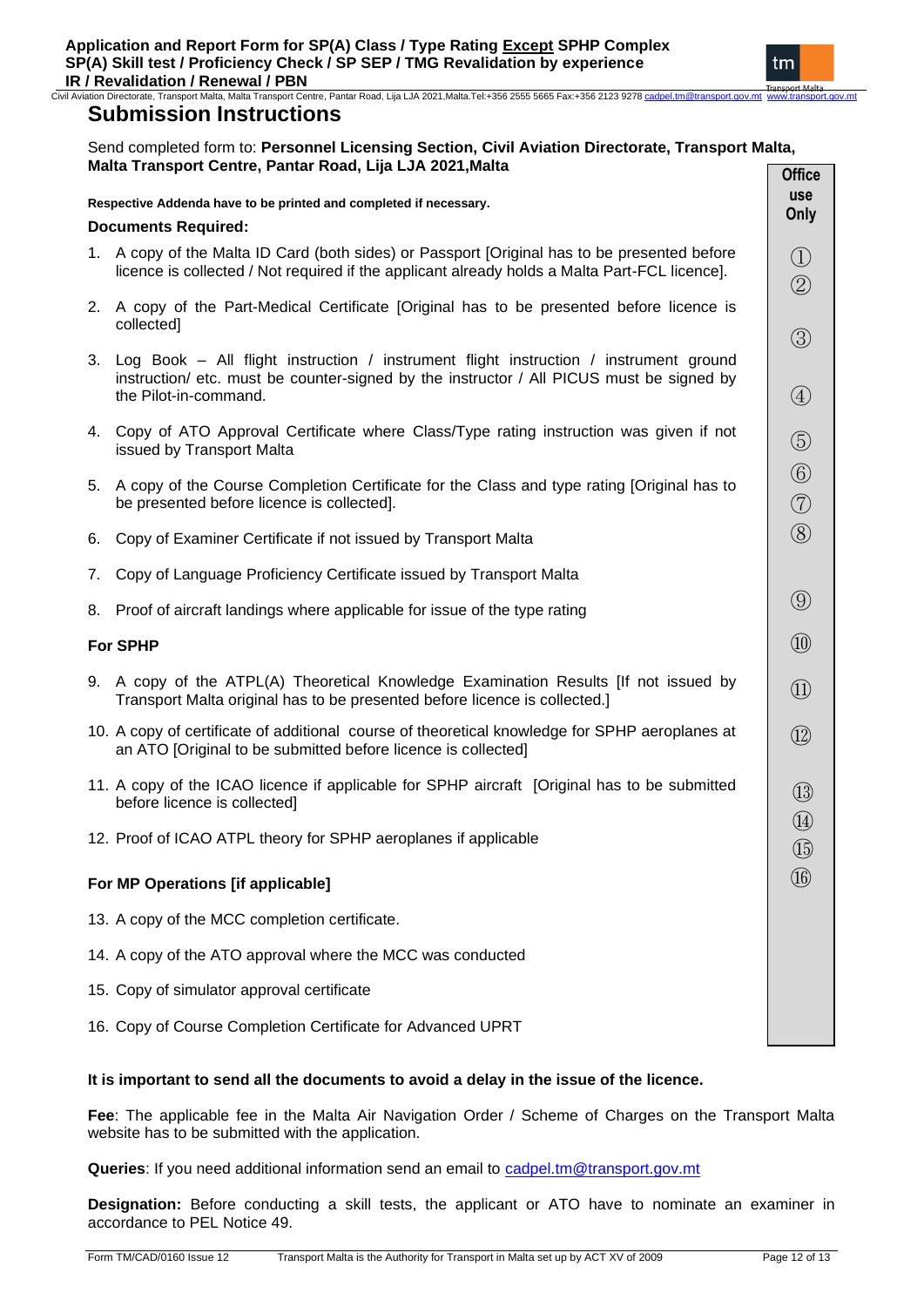# Submission Instructions

Send completed form to: **Personnel Licensing Section, Civil Aviation Directorate, Transport Malta, Malta Transport Centre, Pantar Road, Lija LJA 2021,Malta**

**Respective Addenda have to be printed and completed if necessary.**

**Documents Required:**

| | Office use Only |
|---|---|
| 1. A copy of the Malta ID Card (both sides) or Passport [Original has to be presented before licence is collected / Not required if the applicant already holds a Malta Part-FCL licence]. | ① |
| 2. A copy of the Part-Medical Certificate [Original has to be presented before licence is collected] | ② |
| 3. Log Book – All flight instruction / instrument flight instruction / instrument ground instruction/ etc. must be counter-signed by the instructor / All PICUS must be signed by the Pilot-in-command. | ③ |
| 4. Copy of ATO Approval Certificate where Class/Type rating instruction was given if not issued by Transport Malta | ④ |
| 5. A copy of the Course Completion Certificate for the Class and type rating [Original has to be presented before licence is collected]. | ⑤ |
| 6. Copy of Examiner Certificate if not issued by Transport Malta | ⑥ |
| 7. Copy of Language Proficiency Certificate issued by Transport Malta | ⑦ |
| 8. Proof of aircraft landings where applicable for issue of the type rating | ⑧ |
| **For SPHP** | |
| 9. A copy of the ATPL(A) Theoretical Knowledge Examination Results [If not issued by Transport Malta original has to be presented before licence is collected.] | ⑨ |
| 10. A copy of certificate of additional course of theoretical knowledge for SPHP aeroplanes at an ATO [Original to be submitted before licence is collected] | ⑩ |
| 11. A copy of the ICAO licence if applicable for SPHP aircraft [Original has to be submitted before licence is collected] | ⑪ |
| 12. Proof of ICAO ATPL theory for SPHP aeroplanes if applicable | ⑫ |
| **For MP Operations [if applicable]** | |
| 13. A copy of the MCC completion certificate. | ⑬ |
| 14. A copy of the ATO approval where the MCC was conducted | ⑭ |
| 15. Copy of simulator approval certificate | ⑮ |
| 16. Copy of Course Completion Certificate for Advanced UPRT | ⑯ |

**It is important to send all the documents to avoid a delay in the issue of the licence.**

**Fee**: The applicable fee in the Malta Air Navigation Order / Scheme of Charges on the Transport Malta website has to be submitted with the application.

**Queries**: If you need additional information send an email to cadpel.tm@transport.gov.mt

**Designation:** Before conducting a skill tests, the applicant or ATO have to nominate an examiner in accordance to PEL Notice 49.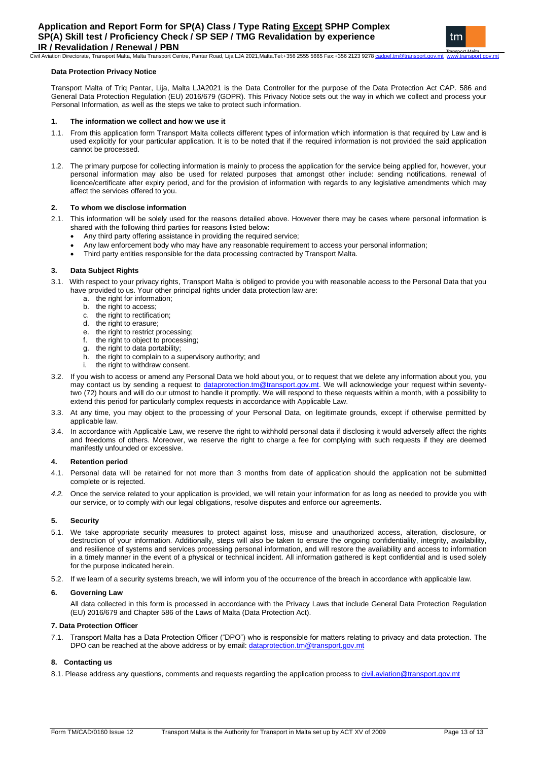## Data Protection Privacy Notice

Transport Malta of Triq Pantar, Lija, Malta LJA2021 is the Data Controller for the purpose of the Data Protection Act CAP. 586 and General Data Protection Regulation (EU) 2016/679 (GDPR). This Privacy Notice sets out the way in which we collect and process your Personal Information, as well as the steps we take to protect such information.

### 1. The information we collect and how we use it

1.1. From this application form Transport Malta collects different types of information which information is that required by Law and is used explicitly for your particular application. It is to be noted that if the required information is not provided the said application cannot be processed.

1.2. The primary purpose for collecting information is mainly to process the application for the service being applied for, however, your personal information may also be used for related purposes that amongst other include: sending notifications, renewal of licence/certificate after expiry period, and for the provision of information with regards to any legislative amendments which may affect the services offered to you.

### 2. To whom we disclose information

2.1. This information will be solely used for the reasons detailed above. However there may be cases where personal information is shared with the following third parties for reasons listed below:

- Any third party offering assistance in providing the required service;
- Any law enforcement body who may have any reasonable requirement to access your personal information;
- Third party entities responsible for the data processing contracted by Transport Malta.

### 3. Data Subject Rights

3.1. With respect to your privacy rights, Transport Malta is obliged to provide you with reasonable access to the Personal Data that you have provided to us. Your other principal rights under data protection law are:

a. the right for information;
b. the right to access;
c. the right to rectification;
d. the right to erasure;
e. the right to restrict processing;
f. the right to object to processing;
g. the right to data portability;
h. the right to complain to a supervisory authority; and
i. the right to withdraw consent.

3.2. If you wish to access or amend any Personal Data we hold about you, or to request that we delete any information about you, you may contact us by sending a request to dataprotection.tm@transport.gov.mt. We will acknowledge your request within seventy-two (72) hours and will do our utmost to handle it promptly. We will respond to these requests within a month, with a possibility to extend this period for particularly complex requests in accordance with Applicable Law.

3.3. At any time, you may object to the processing of your Personal Data, on legitimate grounds, except if otherwise permitted by applicable law.

3.4. In accordance with Applicable Law, we reserve the right to withhold personal data if disclosing it would adversely affect the rights and freedoms of others. Moreover, we reserve the right to charge a fee for complying with such requests if they are deemed manifestly unfounded or excessive.

### 4. Retention period

4.1. Personal data will be retained for not more than 3 months from date of application should the application not be submitted complete or is rejected.

*4.2.* Once the service related to your application is provided, we will retain your information for as long as needed to provide you with our service, or to comply with our legal obligations, resolve disputes and enforce our agreements.

### 5. Security

5.1. We take appropriate security measures to protect against loss, misuse and unauthorized access, alteration, disclosure, or destruction of your information. Additionally, steps will also be taken to ensure the ongoing confidentiality, integrity, availability, and resilience of systems and services processing personal information, and will restore the availability and access to information in a timely manner in the event of a physical or technical incident. All information gathered is kept confidential and is used solely for the purpose indicated herein.

5.2. If we learn of a security systems breach, we will inform you of the occurrence of the breach in accordance with applicable law.

### 6. Governing Law

All data collected in this form is processed in accordance with the Privacy Laws that include General Data Protection Regulation (EU) 2016/679 and Chapter 586 of the Laws of Malta (Data Protection Act).

### 7. Data Protection Officer

7.1. Transport Malta has a Data Protection Officer ("DPO") who is responsible for matters relating to privacy and data protection. The DPO can be reached at the above address or by email: dataprotection.tm@transport.gov.mt

### 8. Contacting us

8.1. Please address any questions, comments and requests regarding the application process to civil.aviation@transport.gov.mt